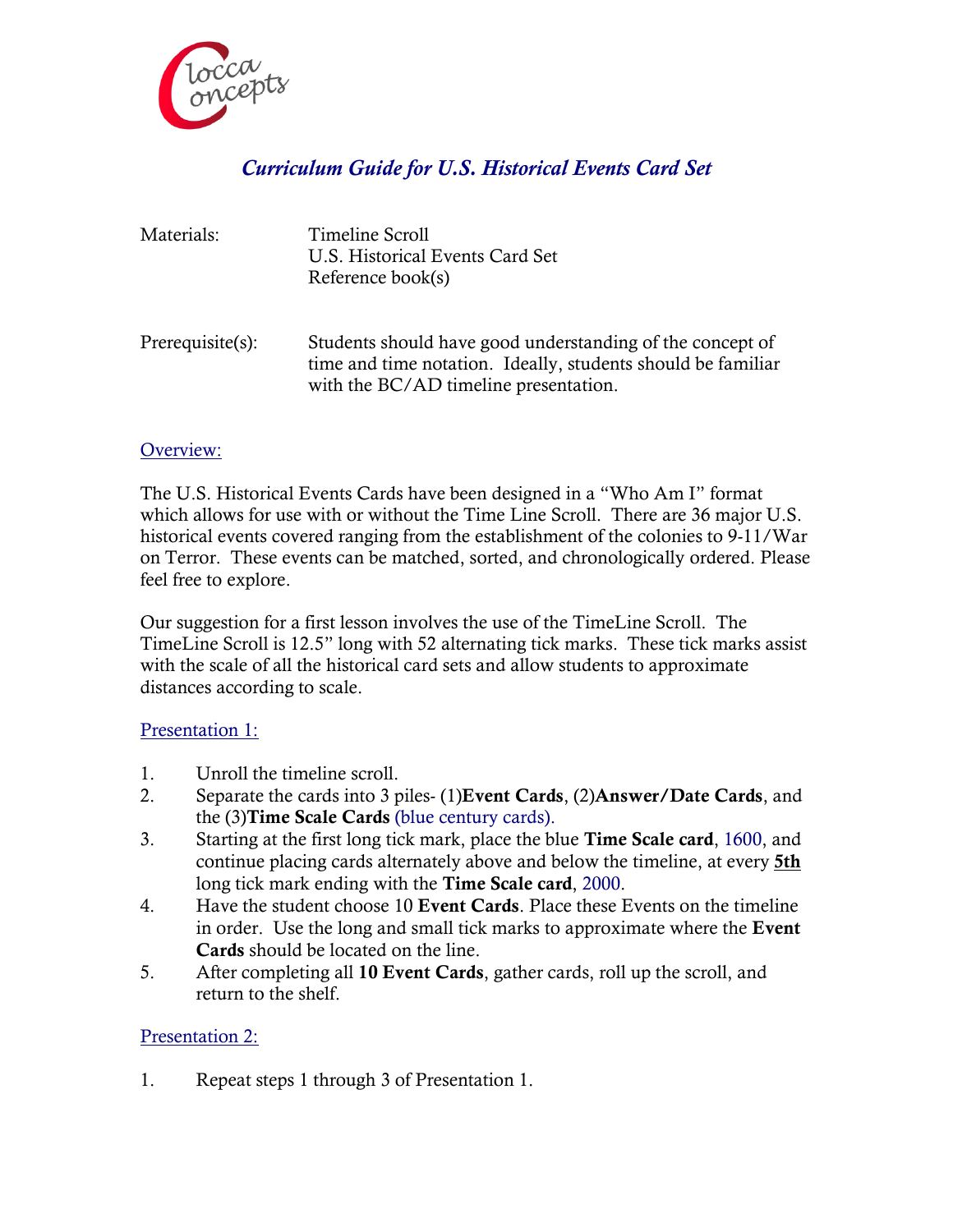Clocca Concepts

## *Curriculum Guide for U.S. Historical Events Card Set*

Materials: Timeline Scroll
U.S. Historical Events Card Set
Reference book(s)

Prerequisite(s): Students should have good understanding of the concept of time and time notation. Ideally, students should be familiar with the BC/AD timeline presentation.

### Overview:

The U.S. Historical Events Cards have been designed in a "Who Am I" format which allows for use with or without the Time Line Scroll. There are 36 major U.S. historical events covered ranging from the establishment of the colonies to 9-11/War on Terror. These events can be matched, sorted, and chronologically ordered. Please feel free to explore.

Our suggestion for a first lesson involves the use of the TimeLine Scroll. The TimeLine Scroll is 12.5" long with 52 alternating tick marks. These tick marks assist with the scale of all the historical card sets and allow students to approximate distances according to scale.

### Presentation 1:

1. Unroll the timeline scroll.
2. Separate the cards into 3 piles- (1)**Event Cards**, (2)**Answer/Date Cards**, and the (3)**Time Scale Cards** (blue century cards).
3. Starting at the first long tick mark, place the blue **Time Scale card**, 1600, and continue placing cards alternately above and below the timeline, at every **5th** long tick mark ending with the **Time Scale card**, 2000.
4. Have the student choose 10 **Event Cards**. Place these Events on the timeline in order. Use the long and small tick marks to approximate where the **Event Cards** should be located on the line.
5. After completing all **10 Event Cards**, gather cards, roll up the scroll, and return to the shelf.

### Presentation 2:

1. Repeat steps 1 through 3 of Presentation 1.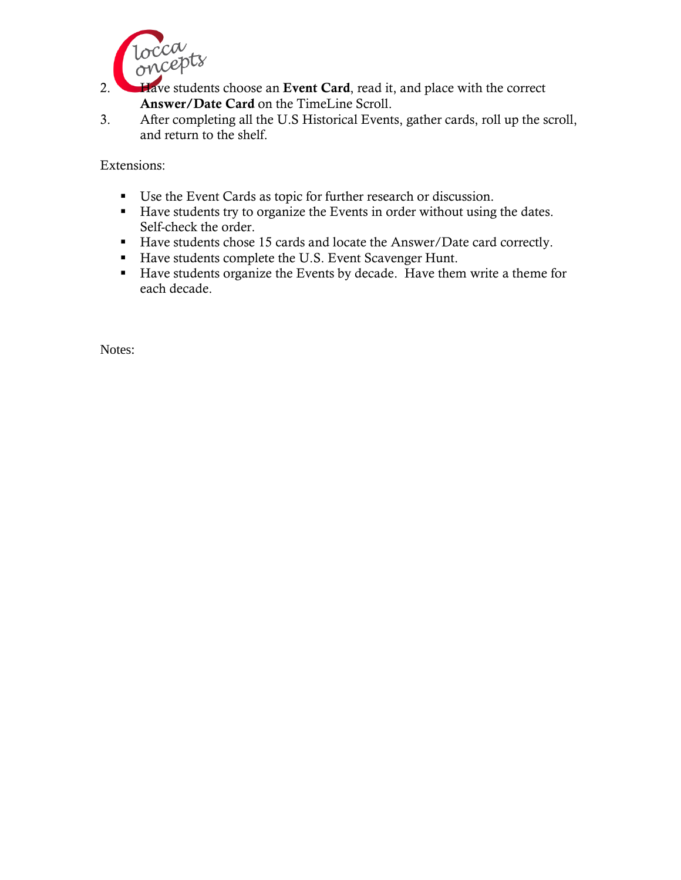2. Have students choose an **Event Card**, read it, and place with the correct **Answer/Date Card** on the TimeLine Scroll.
3. After completing all the U.S Historical Events, gather cards, roll up the scroll, and return to the shelf.

Extensions:

- Use the Event Cards as topic for further research or discussion.
- Have students try to organize the Events in order without using the dates. Self-check the order.
- Have students chose 15 cards and locate the Answer/Date card correctly.
- Have students complete the U.S. Event Scavenger Hunt.
- Have students organize the Events by decade. Have them write a theme for each decade.

Notes: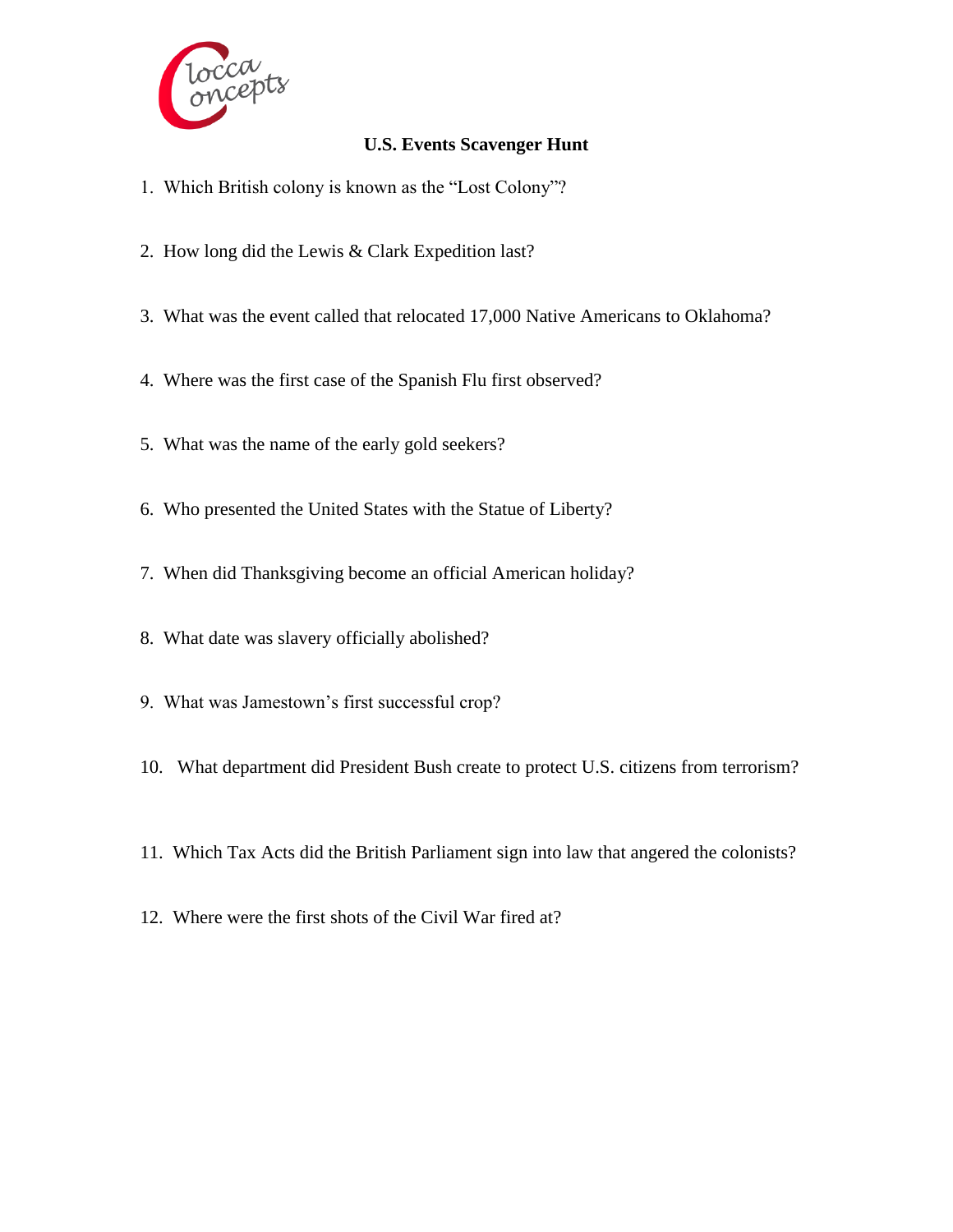## U.S. Events Scavenger Hunt

1. Which British colony is known as the "Lost Colony"?
2. How long did the Lewis & Clark Expedition last?
3. What was the event called that relocated 17,000 Native Americans to Oklahoma?
4. Where was the first case of the Spanish Flu first observed?
5. What was the name of the early gold seekers?
6. Who presented the United States with the Statue of Liberty?
7. When did Thanksgiving become an official American holiday?
8. What date was slavery officially abolished?
9. What was Jamestown's first successful crop?
10. What department did President Bush create to protect U.S. citizens from terrorism?
11. Which Tax Acts did the British Parliament sign into law that angered the colonists?
12. Where were the first shots of the Civil War fired at?